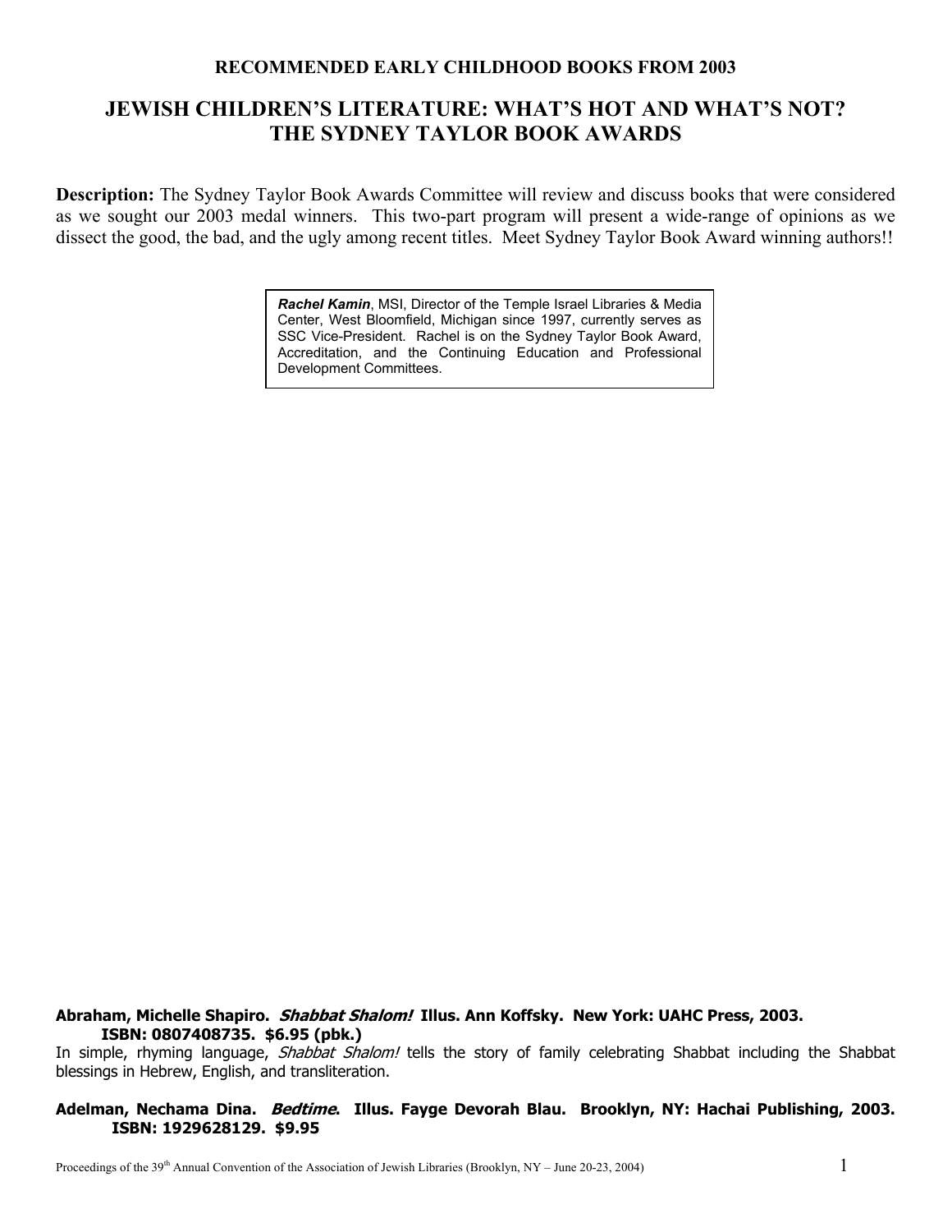**RECOMMENDED EARLY CHILDHOOD BOOKS FROM 2003**

# JEWISH CHILDREN'S LITERATURE: WHAT'S HOT AND WHAT'S NOT? THE SYDNEY TAYLOR BOOK AWARDS

**Description:** The Sydney Taylor Book Awards Committee will review and discuss books that were considered as we sought our 2003 medal winners. This two-part program will present a wide-range of opinions as we dissect the good, the bad, and the ugly among recent titles. Meet Sydney Taylor Book Award winning authors!!

> ***Rachel Kamin***, MSI, Director of the Temple Israel Libraries & Media Center, West Bloomfield, Michigan since 1997, currently serves as SSC Vice-President. Rachel is on the Sydney Taylor Book Award, Accreditation, and the Continuing Education and Professional Development Committees.

**Abraham, Michelle Shapiro. *Shabbat Shalom!* Illus. Ann Koffsky. New York: UAHC Press, 2003. ISBN: 0807408735. $6.95 (pbk.)**
In simple, rhyming language, *Shabbat Shalom!* tells the story of family celebrating Shabbat including the Shabbat blessings in Hebrew, English, and transliteration.

**Adelman, Nechama Dina. *Bedtime*. Illus. Fayge Devorah Blau. Brooklyn, NY: Hachai Publishing, 2003. ISBN: 1929628129. $9.95**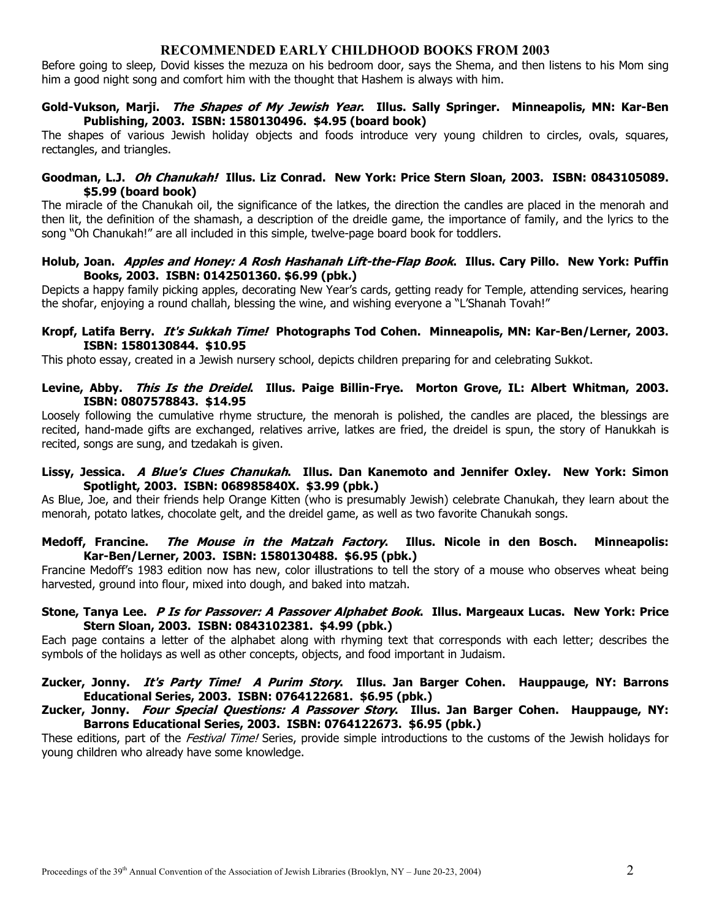## RECOMMENDED EARLY CHILDHOOD BOOKS FROM 2003

Before going to sleep, Dovid kisses the mezuza on his bedroom door, says the Shema, and then listens to his Mom sing him a good night song and comfort him with the thought that Hashem is always with him.

**Gold-Vukson, Marji. *The Shapes of My Jewish Year*. Illus. Sally Springer. Minneapolis, MN: Kar-Ben Publishing, 2003. ISBN: 1580130496. $4.95 (board book)**

The shapes of various Jewish holiday objects and foods introduce very young children to circles, ovals, squares, rectangles, and triangles.

**Goodman, L.J. *Oh Chanukah!* Illus. Liz Conrad. New York: Price Stern Sloan, 2003. ISBN: 0843105089. $5.99 (board book)**

The miracle of the Chanukah oil, the significance of the latkes, the direction the candles are placed in the menorah and then lit, the definition of the shamash, a description of the dreidle game, the importance of family, and the lyrics to the song "Oh Chanukah!" are all included in this simple, twelve-page board book for toddlers.

**Holub, Joan. *Apples and Honey: A Rosh Hashanah Lift-the-Flap Book*. Illus. Cary Pillo. New York: Puffin Books, 2003. ISBN: 0142501360. $6.99 (pbk.)**

Depicts a happy family picking apples, decorating New Year's cards, getting ready for Temple, attending services, hearing the shofar, enjoying a round challah, blessing the wine, and wishing everyone a "L'Shanah Tovah!"

**Kropf, Latifa Berry. *It's Sukkah Time!* Photographs Tod Cohen. Minneapolis, MN: Kar-Ben/Lerner, 2003. ISBN: 1580130844. $10.95**

This photo essay, created in a Jewish nursery school, depicts children preparing for and celebrating Sukkot.

**Levine, Abby. *This Is the Dreidel*. Illus. Paige Billin-Frye. Morton Grove, IL: Albert Whitman, 2003. ISBN: 0807578843. $14.95**

Loosely following the cumulative rhyme structure, the menorah is polished, the candles are placed, the blessings are recited, hand-made gifts are exchanged, relatives arrive, latkes are fried, the dreidel is spun, the story of Hanukkah is recited, songs are sung, and tzedakah is given.

**Lissy, Jessica. *A Blue's Clues Chanukah*. Illus. Dan Kanemoto and Jennifer Oxley. New York: Simon Spotlight, 2003. ISBN: 068985840X. $3.99 (pbk.)**

As Blue, Joe, and their friends help Orange Kitten (who is presumably Jewish) celebrate Chanukah, they learn about the menorah, potato latkes, chocolate gelt, and the dreidel game, as well as two favorite Chanukah songs.

**Medoff, Francine. *The Mouse in the Matzah Factory*. Illus. Nicole in den Bosch. Minneapolis: Kar-Ben/Lerner, 2003. ISBN: 1580130488. $6.95 (pbk.)**

Francine Medoff's 1983 edition now has new, color illustrations to tell the story of a mouse who observes wheat being harvested, ground into flour, mixed into dough, and baked into matzah.

**Stone, Tanya Lee. *P Is for Passover: A Passover Alphabet Book*. Illus. Margeaux Lucas. New York: Price Stern Sloan, 2003. ISBN: 0843102381. $4.99 (pbk.)**

Each page contains a letter of the alphabet along with rhyming text that corresponds with each letter; describes the symbols of the holidays as well as other concepts, objects, and food important in Judaism.

**Zucker, Jonny. *It's Party Time! A Purim Story*. Illus. Jan Barger Cohen. Hauppauge, NY: Barrons Educational Series, 2003. ISBN: 0764122681. $6.95 (pbk.)**

**Zucker, Jonny. *Four Special Questions: A Passover Story*. Illus. Jan Barger Cohen. Hauppauge, NY: Barrons Educational Series, 2003. ISBN: 0764122673. $6.95 (pbk.)**

These editions, part of the *Festival Time!* Series, provide simple introductions to the customs of the Jewish holidays for young children who already have some knowledge.